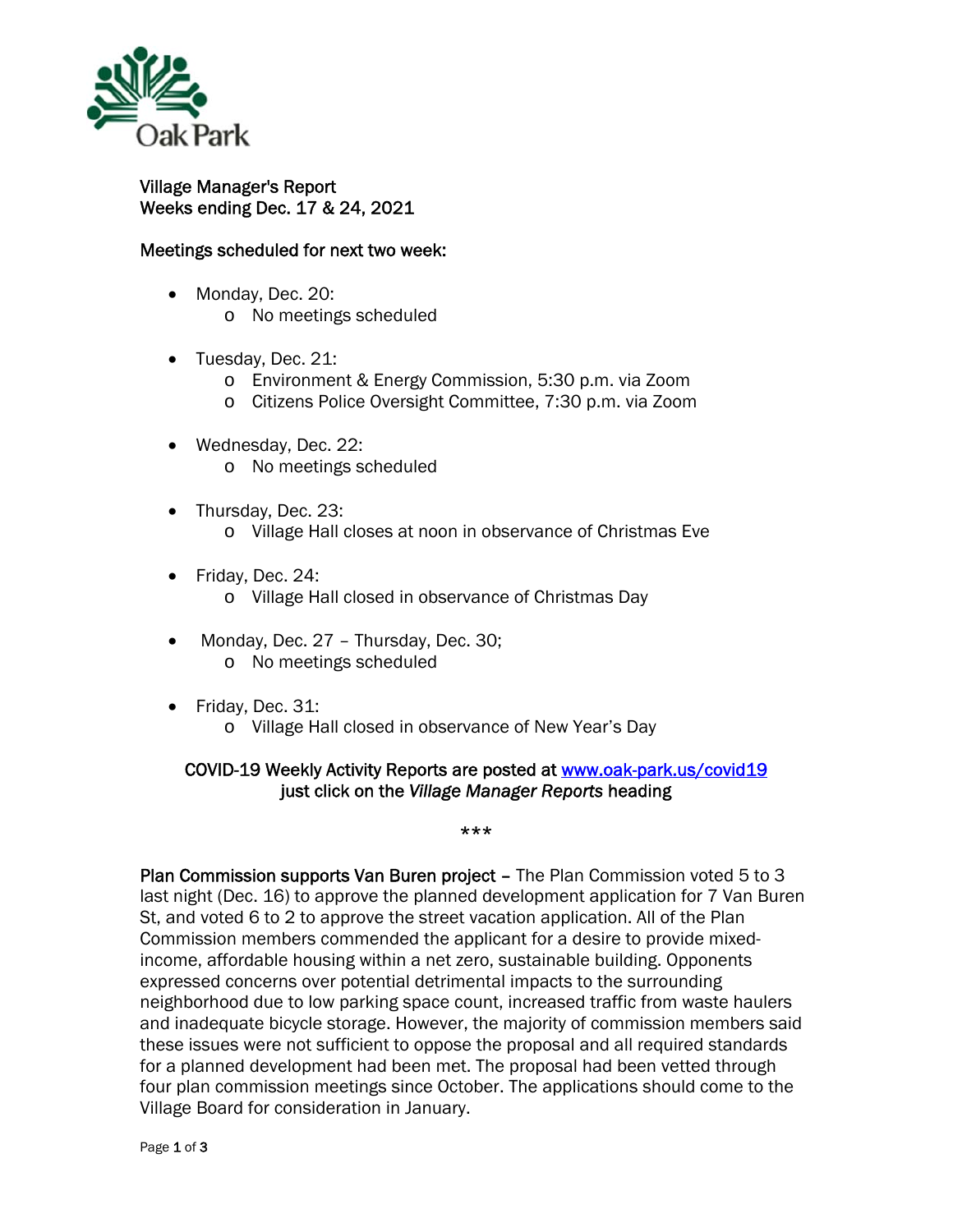Village Manager's Report
Weeks ending Dec. 17 & 24, 2021

Meetings scheduled for next two week:

- Monday, Dec. 20:
  - No meetings scheduled
- Tuesday, Dec. 21:
  - Environment & Energy Commission, 5:30 p.m. via Zoom
  - Citizens Police Oversight Committee, 7:30 p.m. via Zoom
- Wednesday, Dec. 22:
  - No meetings scheduled
- Thursday, Dec. 23:
  - Village Hall closes at noon in observance of Christmas Eve
- Friday, Dec. 24:
  - Village Hall closed in observance of Christmas Day
- Monday, Dec. 27 – Thursday, Dec. 30;
  - No meetings scheduled
- Friday, Dec. 31:
  - Village Hall closed in observance of New Year's Day

COVID-19 Weekly Activity Reports are posted at [www.oak-park.us/covid19](http://www.oak-park.us/covid19)
just click on the *Village Manager Reports* heading

***

**Plan Commission supports Van Buren project** – The Plan Commission voted 5 to 3 last night (Dec. 16) to approve the planned development application for 7 Van Buren St, and voted 6 to 2 to approve the street vacation application. All of the Plan Commission members commended the applicant for a desire to provide mixed-income, affordable housing within a net zero, sustainable building. Opponents expressed concerns over potential detrimental impacts to the surrounding neighborhood due to low parking space count, increased traffic from waste haulers and inadequate bicycle storage. However, the majority of commission members said these issues were not sufficient to oppose the proposal and all required standards for a planned development had been met. The proposal had been vetted through four plan commission meetings since October. The applications should come to the Village Board for consideration in January.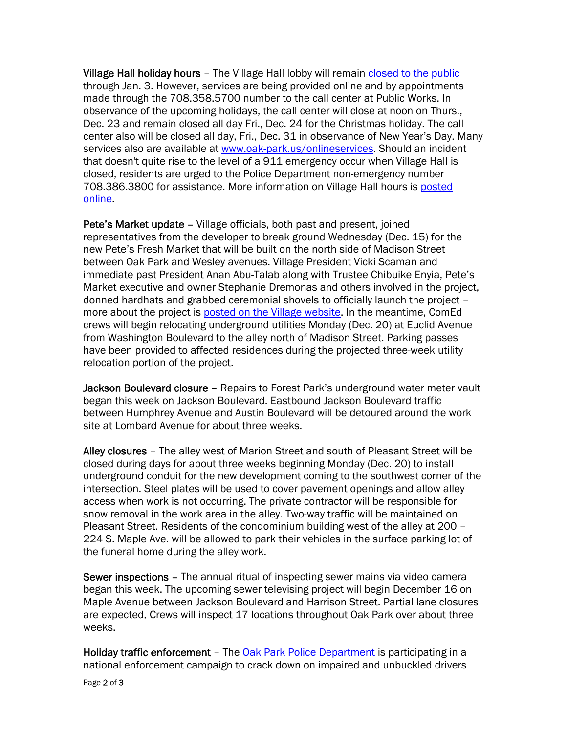**Village Hall holiday hours** – The Village Hall lobby will remain closed to the public through Jan. 3. However, services are being provided online and by appointments made through the 708.358.5700 number to the call center at Public Works. In observance of the upcoming holidays, the call center will close at noon on Thurs., Dec. 23 and remain closed all day Fri., Dec. 24 for the Christmas holiday. The call center also will be closed all day, Fri., Dec. 31 in observance of New Year's Day. Many services also are available at www.oak-park.us/onlineservices. Should an incident that doesn't quite rise to the level of a 911 emergency occur when Village Hall is closed, residents are urged to the Police Department non-emergency number 708.386.3800 for assistance. More information on Village Hall hours is posted online.

**Pete's Market update** – Village officials, both past and present, joined representatives from the developer to break ground Wednesday (Dec. 15) for the new Pete's Fresh Market that will be built on the north side of Madison Street between Oak Park and Wesley avenues. Village President Vicki Scaman and immediate past President Anan Abu-Talab along with Trustee Chibuike Enyia, Pete's Market executive and owner Stephanie Dremonas and others involved in the project, donned hardhats and grabbed ceremonial shovels to officially launch the project – more about the project is posted on the Village website. In the meantime, ComEd crews will begin relocating underground utilities Monday (Dec. 20) at Euclid Avenue from Washington Boulevard to the alley north of Madison Street. Parking passes have been provided to affected residences during the projected three-week utility relocation portion of the project.

**Jackson Boulevard closure** – Repairs to Forest Park's underground water meter vault began this week on Jackson Boulevard. Eastbound Jackson Boulevard traffic between Humphrey Avenue and Austin Boulevard will be detoured around the work site at Lombard Avenue for about three weeks.

**Alley closures** – The alley west of Marion Street and south of Pleasant Street will be closed during days for about three weeks beginning Monday (Dec. 20) to install underground conduit for the new development coming to the southwest corner of the intersection. Steel plates will be used to cover pavement openings and allow alley access when work is not occurring. The private contractor will be responsible for snow removal in the work area in the alley. Two-way traffic will be maintained on Pleasant Street. Residents of the condominium building west of the alley at 200 – 224 S. Maple Ave. will be allowed to park their vehicles in the surface parking lot of the funeral home during the alley work.

**Sewer inspections** – The annual ritual of inspecting sewer mains via video camera began this week. The upcoming sewer televising project will begin December 16 on Maple Avenue between Jackson Boulevard and Harrison Street. Partial lane closures are expected. Crews will inspect 17 locations throughout Oak Park over about three weeks.

**Holiday traffic enforcement** – The Oak Park Police Department is participating in a national enforcement campaign to crack down on impaired and unbuckled drivers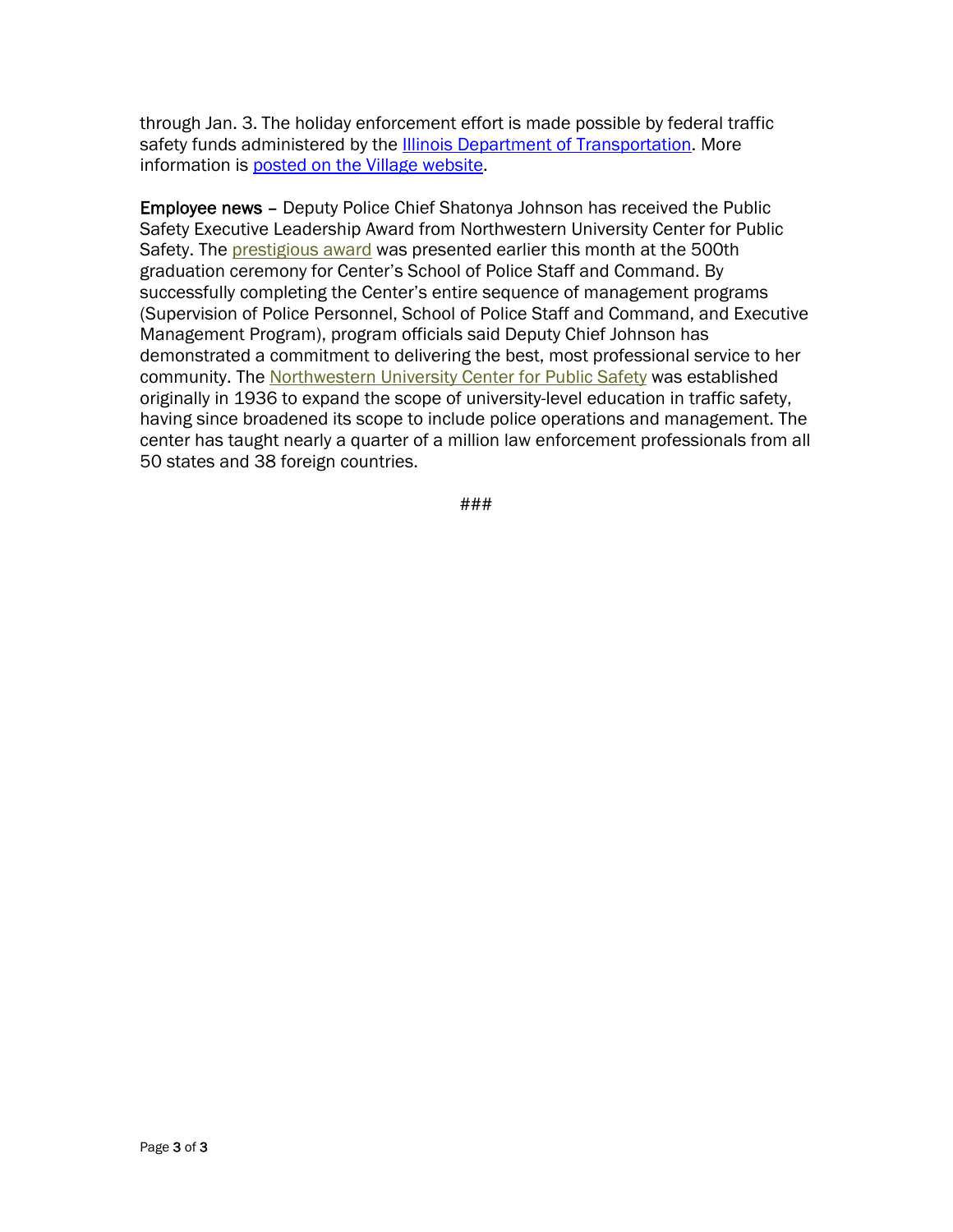through Jan. 3. The holiday enforcement effort is made possible by federal traffic safety funds administered by the Illinois Department of Transportation. More information is posted on the Village website.

**Employee news** – Deputy Police Chief Shatonya Johnson has received the Public Safety Executive Leadership Award from Northwestern University Center for Public Safety. The prestigious award was presented earlier this month at the 500th graduation ceremony for Center's School of Police Staff and Command. By successfully completing the Center's entire sequence of management programs (Supervision of Police Personnel, School of Police Staff and Command, and Executive Management Program), program officials said Deputy Chief Johnson has demonstrated a commitment to delivering the best, most professional service to her community. The Northwestern University Center for Public Safety was established originally in 1936 to expand the scope of university-level education in traffic safety, having since broadened its scope to include police operations and management. The center has taught nearly a quarter of a million law enforcement professionals from all 50 states and 38 foreign countries.

###